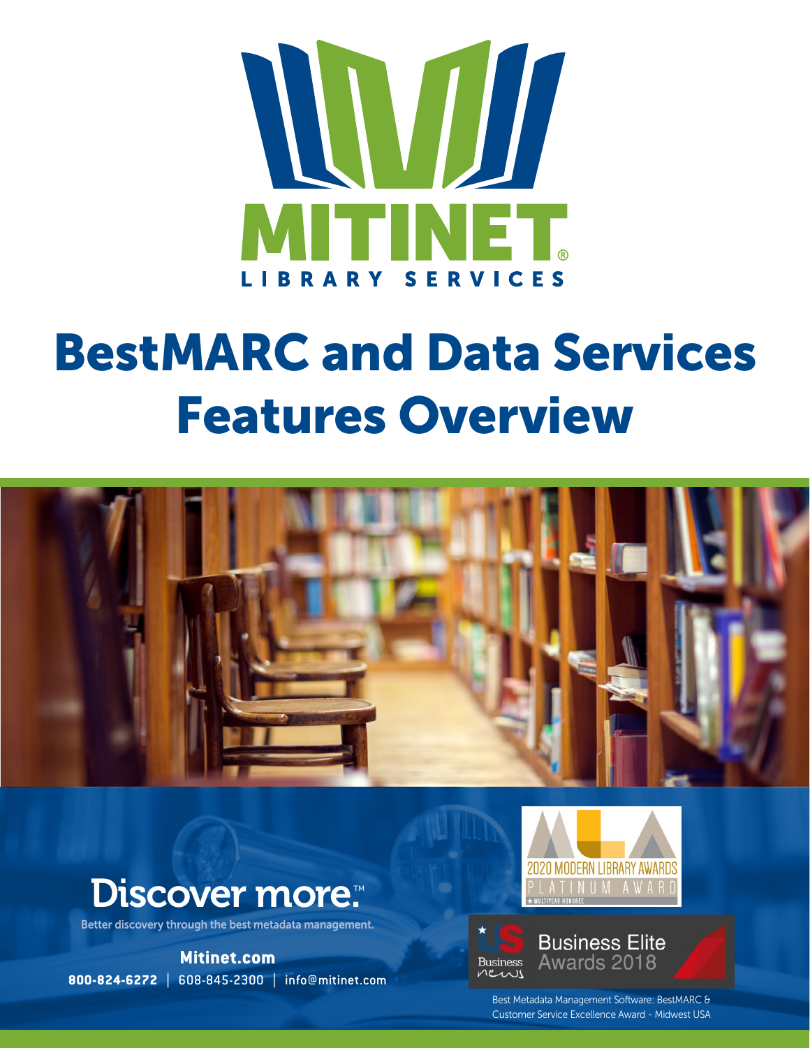MITINET®

LIBRARY SERVICES

# BestMARC and Data Services Features Overview

## Discover more.™

Better discovery through the best metadata management.

**Mitinet.com**

**800-824-6272** | 608-845-2300 | info@mitinet.com

2020 MODERN LIBRARY AWARDS

PLATINUM AWARD

★ MULTIYEAR HONOREE

Business Elite Awards 2018

Best Metadata Management Software: BestMARC & Customer Service Excellence Award - Midwest USA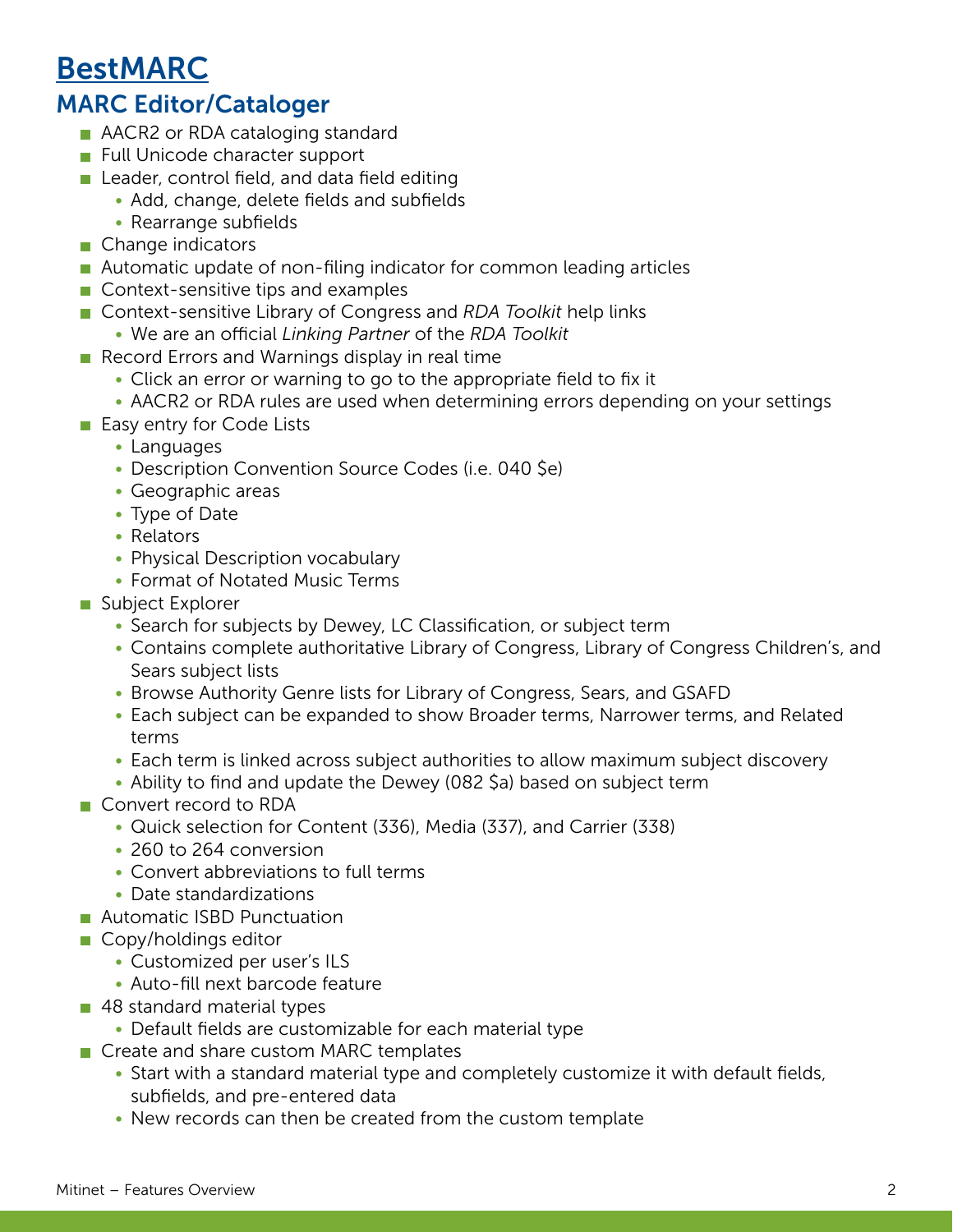# BestMARC

## MARC Editor/Cataloger

- AACR2 or RDA cataloging standard
- Full Unicode character support
- Leader, control field, and data field editing
  - Add, change, delete fields and subfields
  - Rearrange subfields
- Change indicators
- Automatic update of non-filing indicator for common leading articles
- Context-sensitive tips and examples
- Context-sensitive Library of Congress and *RDA Toolkit* help links
  - We are an official *Linking Partner* of the *RDA Toolkit*
- Record Errors and Warnings display in real time
  - Click an error or warning to go to the appropriate field to fix it
  - AACR2 or RDA rules are used when determining errors depending on your settings
- Easy entry for Code Lists
  - Languages
  - Description Convention Source Codes (i.e. 040 $e)
  - Geographic areas
  - Type of Date
  - Relators
  - Physical Description vocabulary
  - Format of Notated Music Terms
- Subject Explorer
  - Search for subjects by Dewey, LC Classification, or subject term
  - Contains complete authoritative Library of Congress, Library of Congress Children's, and Sears subject lists
  - Browse Authority Genre lists for Library of Congress, Sears, and GSAFD
  - Each subject can be expanded to show Broader terms, Narrower terms, and Related terms
  - Each term is linked across subject authorities to allow maximum subject discovery
  - Ability to find and update the Dewey (082 $a) based on subject term
- Convert record to RDA
  - Quick selection for Content (336), Media (337), and Carrier (338)
  - 260 to 264 conversion
  - Convert abbreviations to full terms
  - Date standardizations
- Automatic ISBD Punctuation
- Copy/holdings editor
  - Customized per user's ILS
  - Auto-fill next barcode feature
- 48 standard material types
  - Default fields are customizable for each material type
- Create and share custom MARC templates
  - Start with a standard material type and completely customize it with default fields, subfields, and pre-entered data
  - New records can then be created from the custom template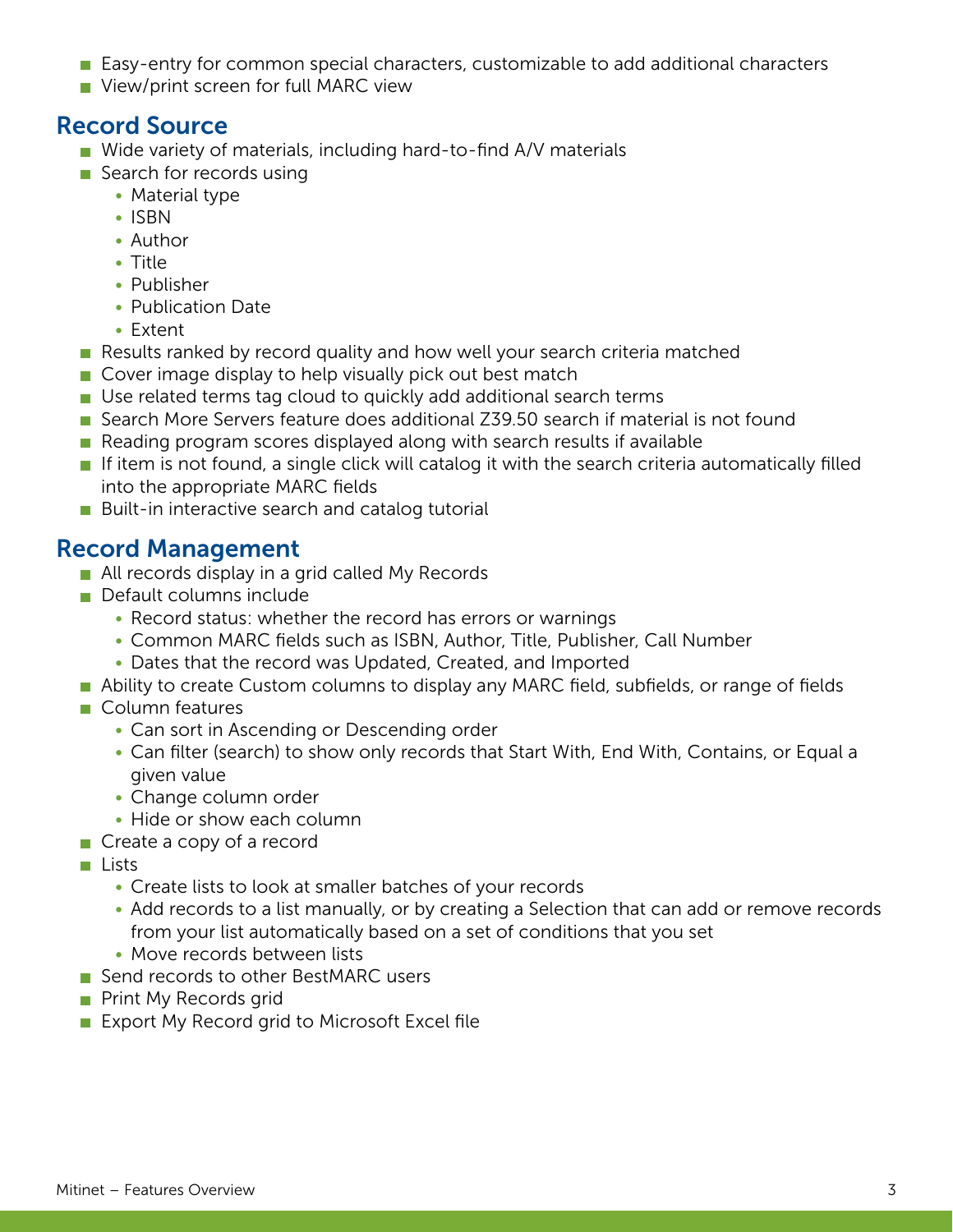- Easy-entry for common special characters, customizable to add additional characters
- View/print screen for full MARC view

## Record Source

- Wide variety of materials, including hard-to-find A/V materials
- Search for records using
  - Material type
  - ISBN
  - Author
  - Title
  - Publisher
  - Publication Date
  - Extent
- Results ranked by record quality and how well your search criteria matched
- Cover image display to help visually pick out best match
- Use related terms tag cloud to quickly add additional search terms
- Search More Servers feature does additional Z39.50 search if material is not found
- Reading program scores displayed along with search results if available
- If item is not found, a single click will catalog it with the search criteria automatically filled into the appropriate MARC fields
- Built-in interactive search and catalog tutorial

## Record Management

- All records display in a grid called My Records
- Default columns include
  - Record status: whether the record has errors or warnings
  - Common MARC fields such as ISBN, Author, Title, Publisher, Call Number
  - Dates that the record was Updated, Created, and Imported
- Ability to create Custom columns to display any MARC field, subfields, or range of fields
- Column features
  - Can sort in Ascending or Descending order
  - Can filter (search) to show only records that Start With, End With, Contains, or Equal a given value
  - Change column order
  - Hide or show each column
- Create a copy of a record
- Lists
  - Create lists to look at smaller batches of your records
  - Add records to a list manually, or by creating a Selection that can add or remove records from your list automatically based on a set of conditions that you set
  - Move records between lists
- Send records to other BestMARC users
- Print My Records grid
- Export My Record grid to Microsoft Excel file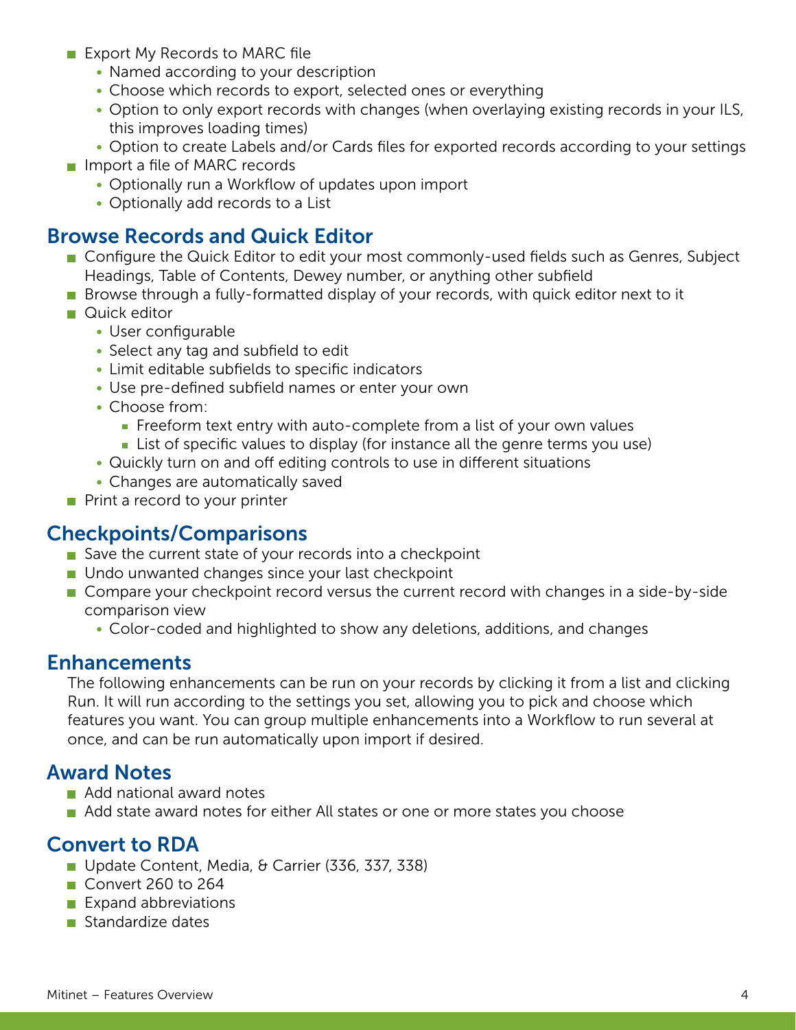- Export My Records to MARC file
  - Named according to your description
  - Choose which records to export, selected ones or everything
  - Option to only export records with changes (when overlaying existing records in your ILS, this improves loading times)
  - Option to create Labels and/or Cards files for exported records according to your settings
- Import a file of MARC records
  - Optionally run a Workflow of updates upon import
  - Optionally add records to a List

## Browse Records and Quick Editor

- Configure the Quick Editor to edit your most commonly-used fields such as Genres, Subject Headings, Table of Contents, Dewey number, or anything other subfield
- Browse through a fully-formatted display of your records, with quick editor next to it
- Quick editor
  - User configurable
  - Select any tag and subfield to edit
  - Limit editable subfields to specific indicators
  - Use pre-defined subfield names or enter your own
  - Choose from:
    - Freeform text entry with auto-complete from a list of your own values
    - List of specific values to display (for instance all the genre terms you use)
  - Quickly turn on and off editing controls to use in different situations
  - Changes are automatically saved
- Print a record to your printer

## Checkpoints/Comparisons

- Save the current state of your records into a checkpoint
- Undo unwanted changes since your last checkpoint
- Compare your checkpoint record versus the current record with changes in a side-by-side comparison view
  - Color-coded and highlighted to show any deletions, additions, and changes

## Enhancements

The following enhancements can be run on your records by clicking it from a list and clicking Run. It will run according to the settings you set, allowing you to pick and choose which features you want. You can group multiple enhancements into a Workflow to run several at once, and can be run automatically upon import if desired.

## Award Notes

- Add national award notes
- Add state award notes for either All states or one or more states you choose

## Convert to RDA

- Update Content, Media, & Carrier (336, 337, 338)
- Convert 260 to 264
- Expand abbreviations
- Standardize dates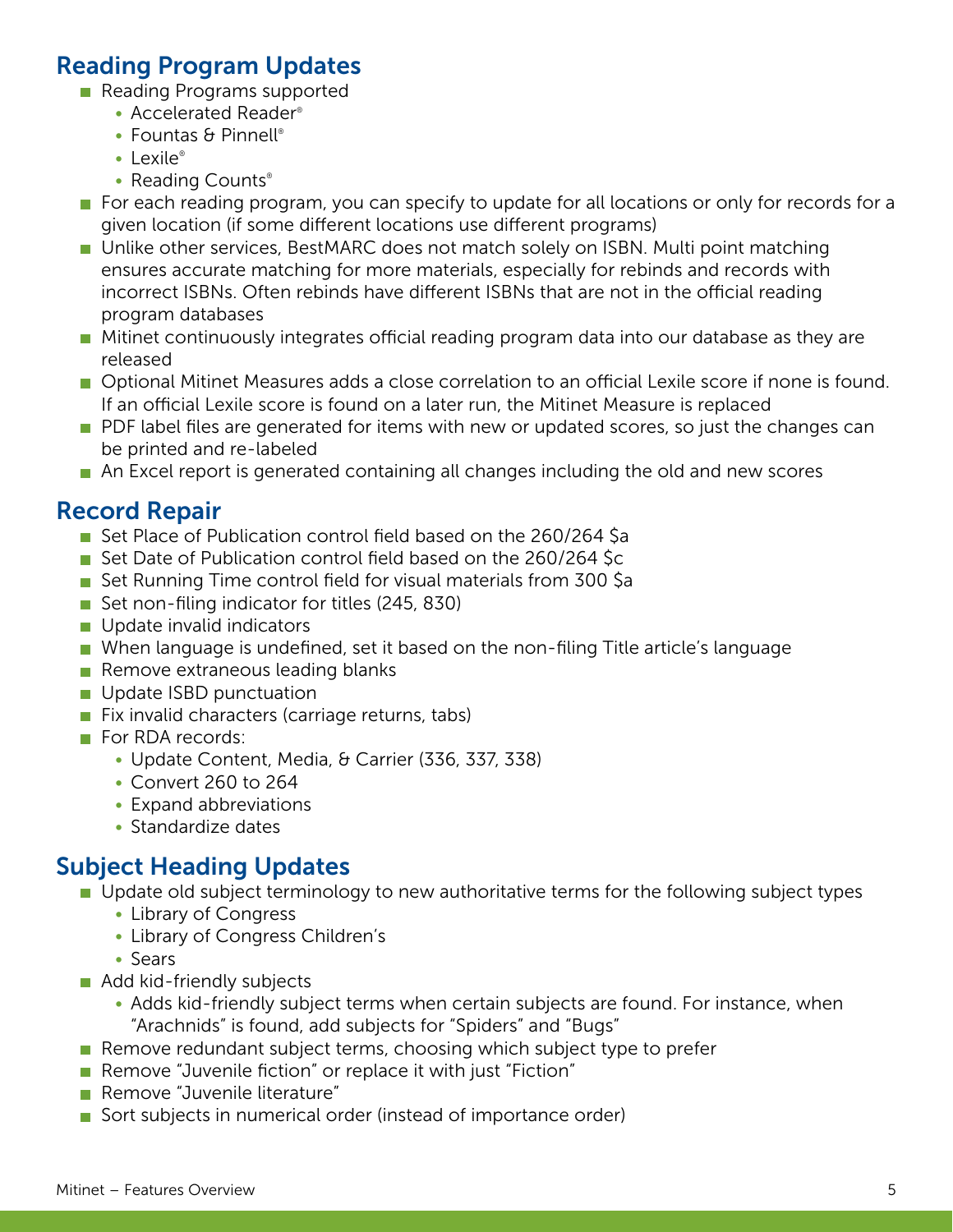## Reading Program Updates

- Reading Programs supported
  - Accelerated Reader®
  - Fountas & Pinnell®
  - Lexile®
  - Reading Counts®
- For each reading program, you can specify to update for all locations or only for records for a given location (if some different locations use different programs)
- Unlike other services, BestMARC does not match solely on ISBN. Multi point matching ensures accurate matching for more materials, especially for rebinds and records with incorrect ISBNs. Often rebinds have different ISBNs that are not in the official reading program databases
- Mitinet continuously integrates official reading program data into our database as they are released
- Optional Mitinet Measures adds a close correlation to an official Lexile score if none is found. If an official Lexile score is found on a later run, the Mitinet Measure is replaced
- PDF label files are generated for items with new or updated scores, so just the changes can be printed and re-labeled
- An Excel report is generated containing all changes including the old and new scores

## Record Repair

- Set Place of Publication control field based on the 260/264 $a
- Set Date of Publication control field based on the 260/264 $c
- Set Running Time control field for visual materials from 300 $a
- Set non-filing indicator for titles (245, 830)
- Update invalid indicators
- When language is undefined, set it based on the non-filing Title article's language
- Remove extraneous leading blanks
- Update ISBD punctuation
- Fix invalid characters (carriage returns, tabs)
- For RDA records:
  - Update Content, Media, & Carrier (336, 337, 338)
  - Convert 260 to 264
  - Expand abbreviations
  - Standardize dates

## Subject Heading Updates

- Update old subject terminology to new authoritative terms for the following subject types
  - Library of Congress
  - Library of Congress Children's
  - Sears
- Add kid-friendly subjects
  - Adds kid-friendly subject terms when certain subjects are found. For instance, when "Arachnids" is found, add subjects for "Spiders" and "Bugs"
- Remove redundant subject terms, choosing which subject type to prefer
- Remove "Juvenile fiction" or replace it with just "Fiction"
- Remove "Juvenile literature"
- Sort subjects in numerical order (instead of importance order)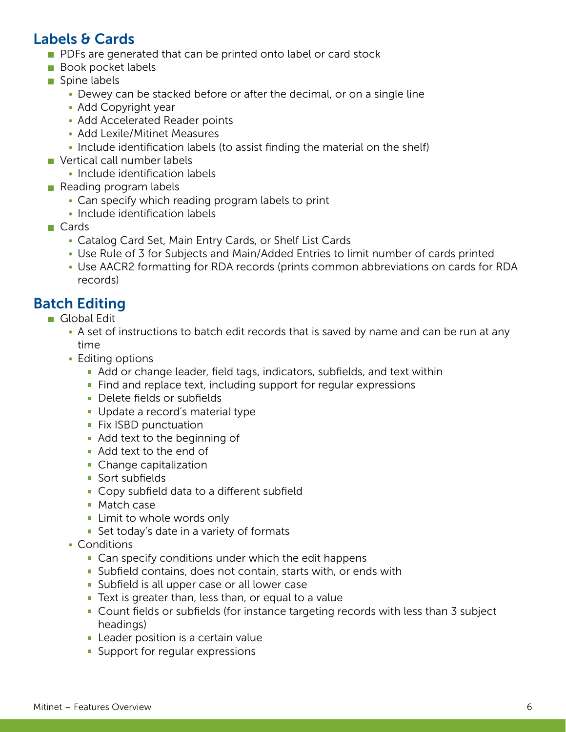## Labels & Cards

- PDFs are generated that can be printed onto label or card stock
- Book pocket labels
- Spine labels
  - Dewey can be stacked before or after the decimal, or on a single line
  - Add Copyright year
  - Add Accelerated Reader points
  - Add Lexile/Mitinet Measures
  - Include identification labels (to assist finding the material on the shelf)
- Vertical call number labels
  - Include identification labels
- Reading program labels
  - Can specify which reading program labels to print
  - Include identification labels
- Cards
  - Catalog Card Set, Main Entry Cards, or Shelf List Cards
  - Use Rule of 3 for Subjects and Main/Added Entries to limit number of cards printed
  - Use AACR2 formatting for RDA records (prints common abbreviations on cards for RDA records)

## Batch Editing

- Global Edit
  - A set of instructions to batch edit records that is saved by name and can be run at any time
  - Editing options
    - Add or change leader, field tags, indicators, subfields, and text within
    - Find and replace text, including support for regular expressions
    - Delete fields or subfields
    - Update a record's material type
    - Fix ISBD punctuation
    - Add text to the beginning of
    - Add text to the end of
    - Change capitalization
    - Sort subfields
    - Copy subfield data to a different subfield
    - Match case
    - Limit to whole words only
    - Set today's date in a variety of formats
  - Conditions
    - Can specify conditions under which the edit happens
    - Subfield contains, does not contain, starts with, or ends with
    - Subfield is all upper case or all lower case
    - Text is greater than, less than, or equal to a value
    - Count fields or subfields (for instance targeting records with less than 3 subject headings)
    - Leader position is a certain value
    - Support for regular expressions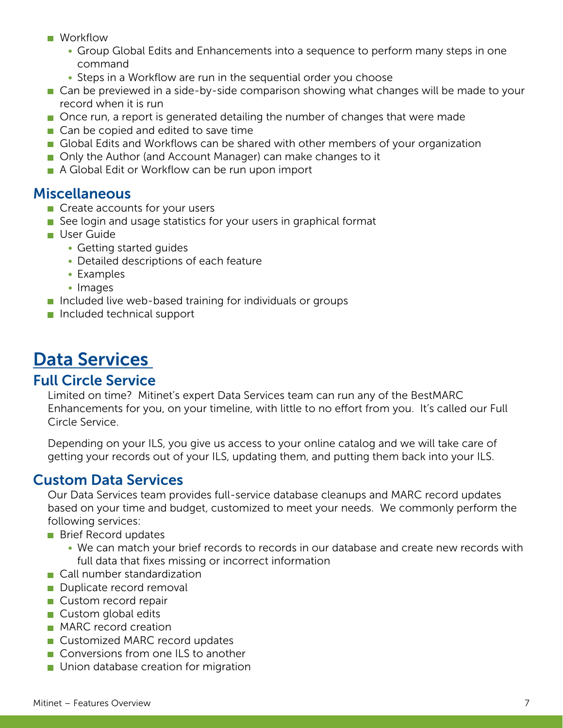- Workflow
  - Group Global Edits and Enhancements into a sequence to perform many steps in one command
  - Steps in a Workflow are run in the sequential order you choose
- Can be previewed in a side-by-side comparison showing what changes will be made to your record when it is run
- Once run, a report is generated detailing the number of changes that were made
- Can be copied and edited to save time
- Global Edits and Workflows can be shared with other members of your organization
- Only the Author (and Account Manager) can make changes to it
- A Global Edit or Workflow can be run upon import

### Miscellaneous

- Create accounts for your users
- See login and usage statistics for your users in graphical format
- User Guide
  - Getting started guides
  - Detailed descriptions of each feature
  - Examples
  - Images
- Included live web-based training for individuals or groups
- Included technical support

## Data Services

### Full Circle Service

Limited on time? Mitinet's expert Data Services team can run any of the BestMARC Enhancements for you, on your timeline, with little to no effort from you. It's called our Full Circle Service.

Depending on your ILS, you give us access to your online catalog and we will take care of getting your records out of your ILS, updating them, and putting them back into your ILS.

### Custom Data Services

Our Data Services team provides full-service database cleanups and MARC record updates based on your time and budget, customized to meet your needs. We commonly perform the following services:

- Brief Record updates
  - We can match your brief records to records in our database and create new records with full data that fixes missing or incorrect information
- Call number standardization
- Duplicate record removal
- Custom record repair
- Custom global edits
- MARC record creation
- Customized MARC record updates
- Conversions from one ILS to another
- Union database creation for migration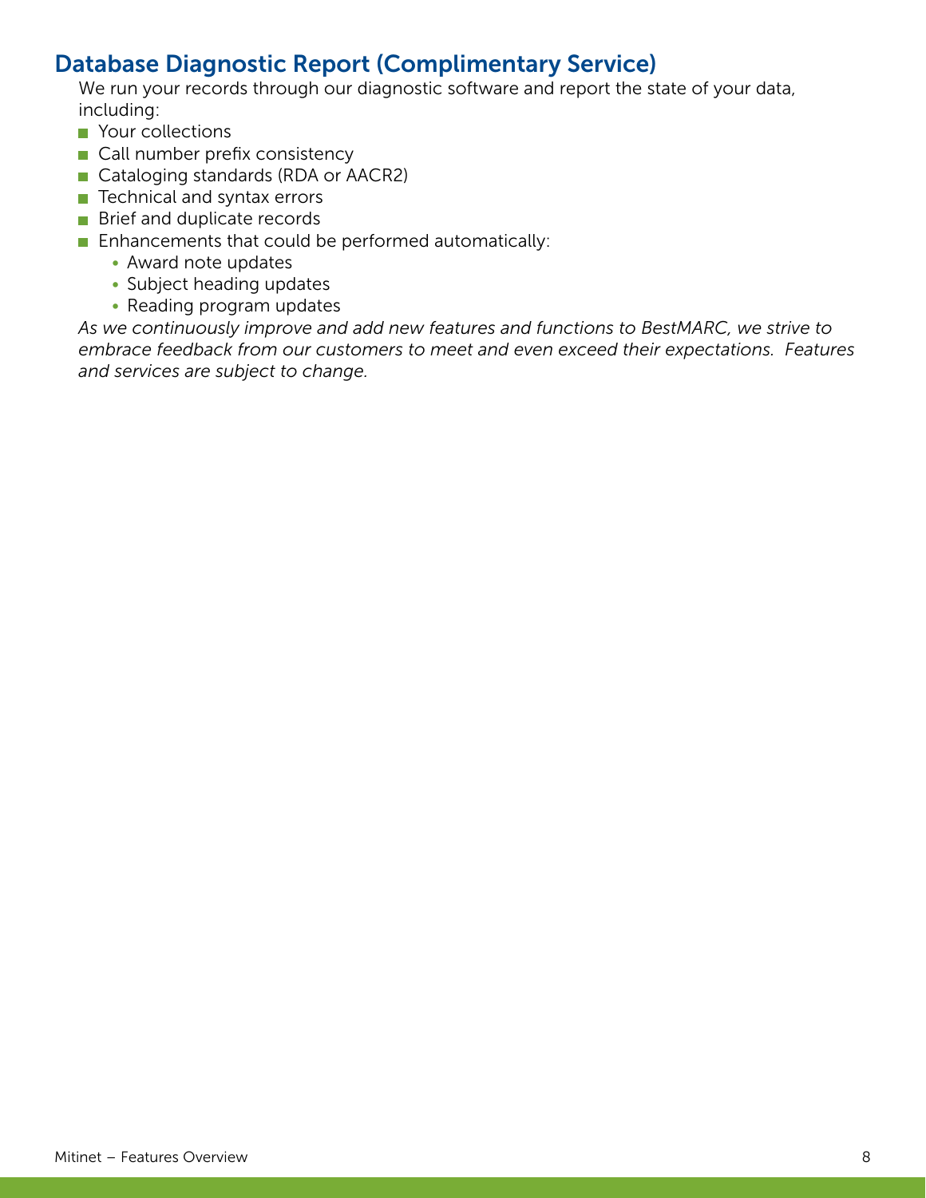## Database Diagnostic Report (Complimentary Service)

We run your records through our diagnostic software and report the state of your data, including:

- Your collections
- Call number prefix consistency
- Cataloging standards (RDA or AACR2)
- Technical and syntax errors
- Brief and duplicate records
- Enhancements that could be performed automatically:
  - Award note updates
  - Subject heading updates
  - Reading program updates

*As we continuously improve and add new features and functions to BestMARC, we strive to embrace feedback from our customers to meet and even exceed their expectations. Features and services are subject to change.*